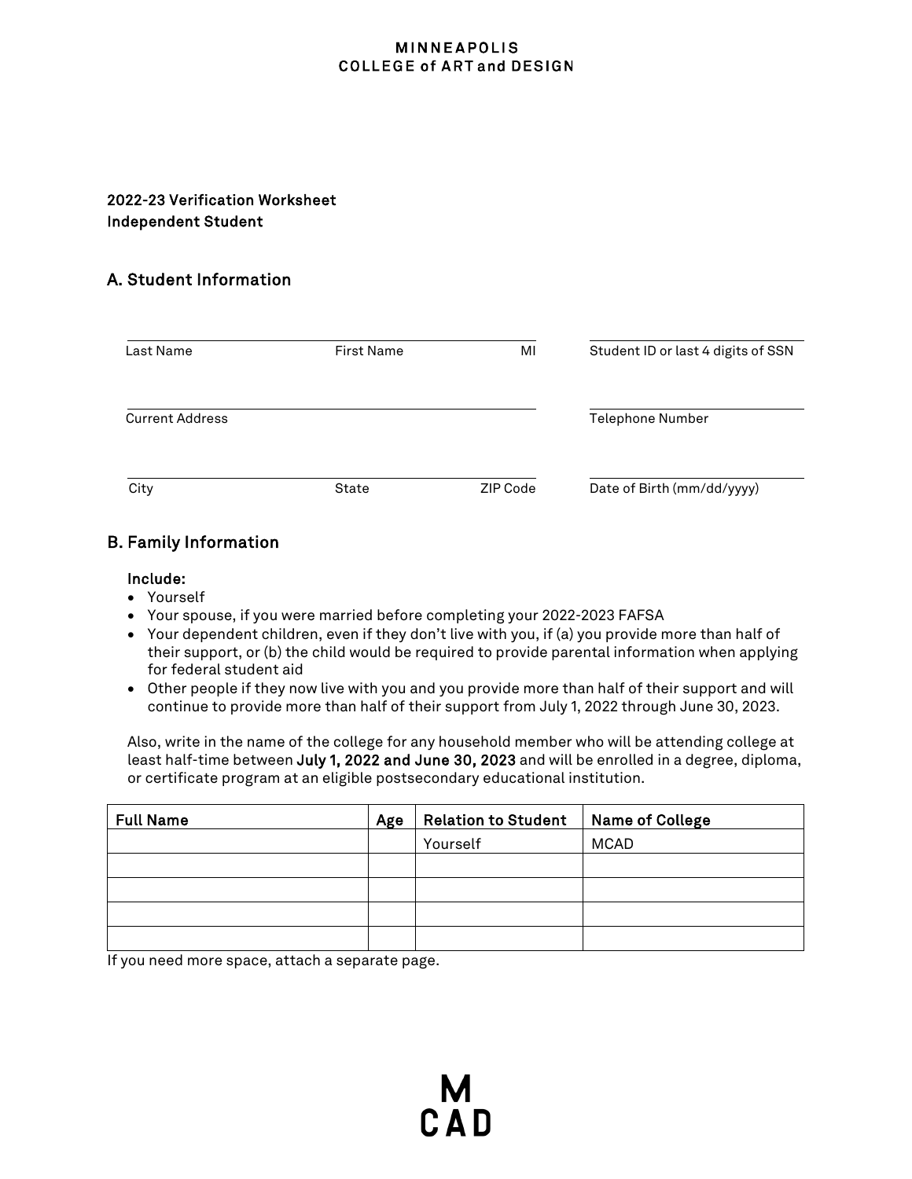MINNEAPOLIS
COLLEGE of ART and DESIGN

**2022-23 Verification Worksheet**
**Independent Student**

## A. Student Information

Last Name ______ First Name ______ MI ______ Student ID or last 4 digits of SSN ______

Current Address ______ Telephone Number ______

City ______ State ______ ZIP Code ______ Date of Birth (mm/dd/yyyy) ______

## B. Family Information

**Include:**

- Yourself
- Your spouse, if you were married before completing your 2022-2023 FAFSA
- Your dependent children, even if they don't live with you, if (a) you provide more than half of their support, or (b) the child would be required to provide parental information when applying for federal student aid
- Other people if they now live with you and you provide more than half of their support and will continue to provide more than half of their support from July 1, 2022 through June 30, 2023.

Also, write in the name of the college for any household member who will be attending college at least half-time between **July 1, 2022 and June 30, 2023** and will be enrolled in a degree, diploma, or certificate program at an eligible postsecondary educational institution.

| Full Name | Age | Relation to Student | Name of College |
|---|---|---|---|
| | | Yourself | MCAD |
| | | | |
| | | | |
| | | | |
| | | | |

If you need more space, attach a separate page.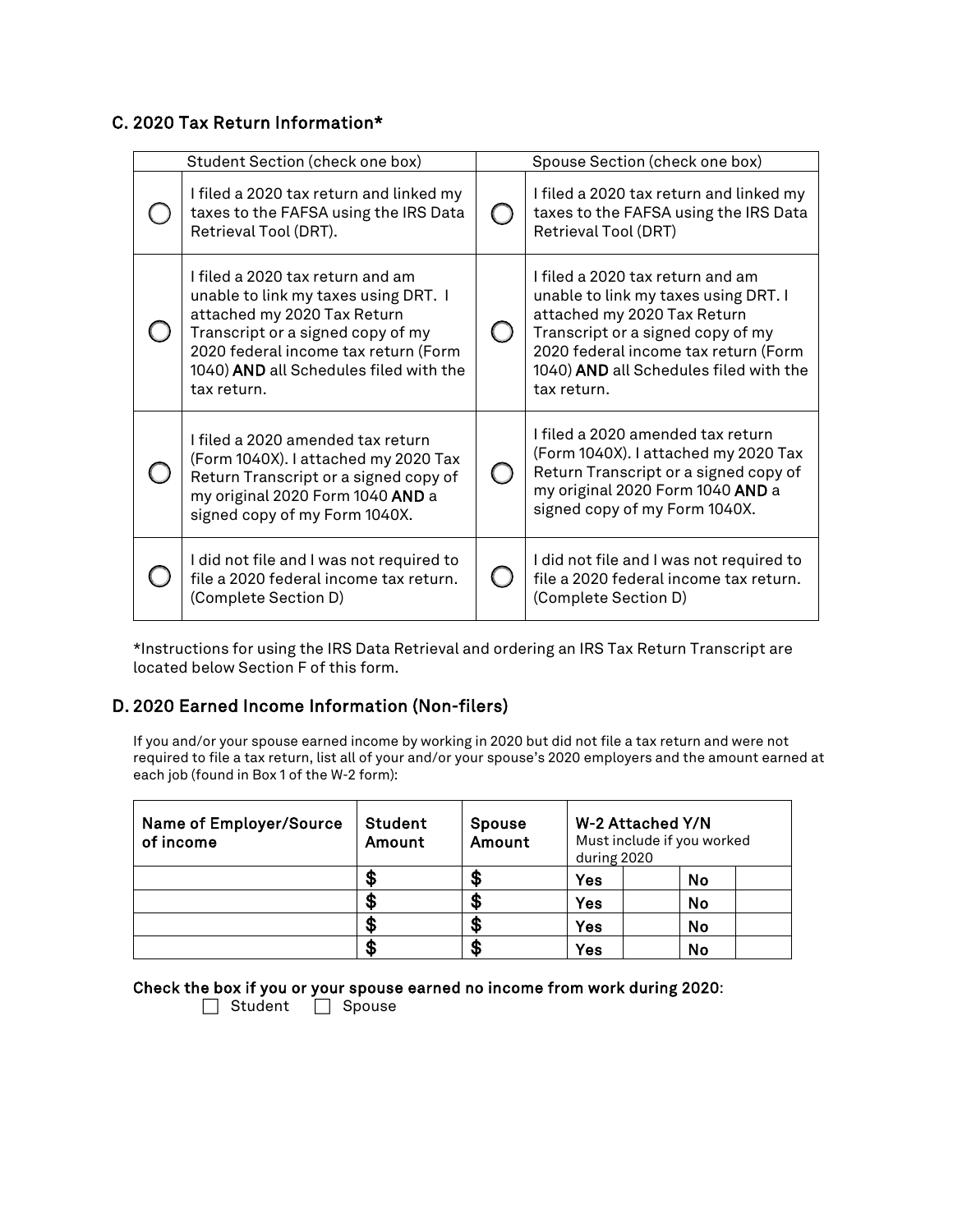## C. 2020 Tax Return Information*

| Student Section (check one box) | | Spouse Section (check one box) | |
|---|---|---|---|
| ◯ | I filed a 2020 tax return and linked my taxes to the FAFSA using the IRS Data Retrieval Tool (DRT). | ◯ | I filed a 2020 tax return and linked my taxes to the FAFSA using the IRS Data Retrieval Tool (DRT) |
| ◯ | I filed a 2020 tax return and am unable to link my taxes using DRT. I attached my 2020 Tax Return Transcript or a signed copy of my 2020 federal income tax return (Form 1040) **AND** all Schedules filed with the tax return. | ◯ | I filed a 2020 tax return and am unable to link my taxes using DRT. I attached my 2020 Tax Return Transcript or a signed copy of my 2020 federal income tax return (Form 1040) **AND** all Schedules filed with the tax return. |
| ◯ | I filed a 2020 amended tax return (Form 1040X). I attached my 2020 Tax Return Transcript or a signed copy of my original 2020 Form 1040 **AND** a signed copy of my Form 1040X. | ◯ | I filed a 2020 amended tax return (Form 1040X). I attached my 2020 Tax Return Transcript or a signed copy of my original 2020 Form 1040 **AND** a signed copy of my Form 1040X. |
| ◯ | I did not file and I was not required to file a 2020 federal income tax return. (Complete Section D) | ◯ | I did not file and I was not required to file a 2020 federal income tax return. (Complete Section D) |

*Instructions for using the IRS Data Retrieval and ordering an IRS Tax Return Transcript are located below Section F of this form.

## D. 2020 Earned Income Information (Non-filers)

If you and/or your spouse earned income by working in 2020 but did not file a tax return and were not required to file a tax return, list all of your and/or your spouse's 2020 employers and the amount earned at each job (found in Box 1 of the W-2 form):

| **Name of Employer/Source of income** | **Student Amount** | **Spouse Amount** | **W-2 Attached Y/N** Must include if you worked during 2020 | | | |
|---|---|---|---|---|---|---|
| | **$** | **$** | **Yes** | | **No** | |
| | **$** | **$** | **Yes** | | **No** | |
| | **$** | **$** | **Yes** | | **No** | |
| | **$** | **$** | **Yes** | | **No** | |

**Check the box if you or your spouse earned no income from work during 2020:**

☐ Student ☐ Spouse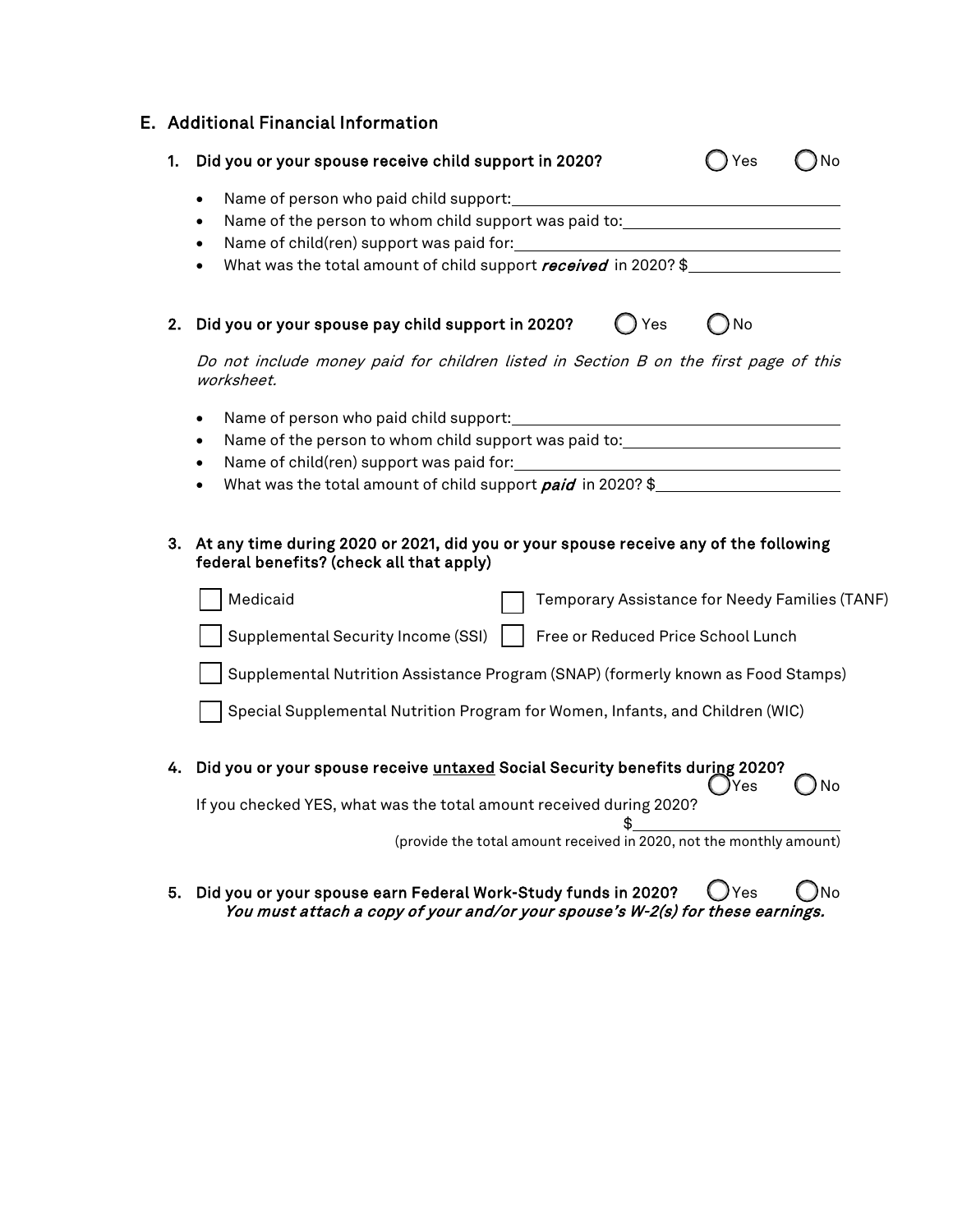## E. Additional Financial Information

1. **Did you or your spouse receive child support in 2020?** ◯ Yes ◯ No

   - Name of person who paid child support:\_\_\_\_\_\_\_\_\_\_\_\_\_\_\_\_\_\_\_\_
   - Name of the person to whom child support was paid to:\_\_\_\_\_\_\_\_\_\_\_\_\_\_\_\_\_\_\_\_
   - Name of child(ren) support was paid for:\_\_\_\_\_\_\_\_\_\_\_\_\_\_\_\_\_\_\_\_
   - What was the total amount of child support ***received*** in 2020? $\_\_\_\_\_\_\_\_\_\_\_\_\_\_\_\_\_\_\_\_

2. **Did you or your spouse pay child support in 2020?** ◯ Yes ◯ No

   *Do not include money paid for children listed in Section B on the first page of this worksheet.*

   - Name of person who paid child support:\_\_\_\_\_\_\_\_\_\_\_\_\_\_\_\_\_\_\_\_
   - Name of the person to whom child support was paid to:\_\_\_\_\_\_\_\_\_\_\_\_\_\_\_\_\_\_\_\_
   - Name of child(ren) support was paid for:\_\_\_\_\_\_\_\_\_\_\_\_\_\_\_\_\_\_\_\_
   - What was the total amount of child support ***paid*** in 2020? $\_\_\_\_\_\_\_\_\_\_\_\_\_\_\_\_\_\_\_\_

3. **At any time during 2020 or 2021, did you or your spouse receive any of the following federal benefits? (check all that apply)**

   - ☐ Medicaid
   - ☐ Temporary Assistance for Needy Families (TANF)
   - ☐ Supplemental Security Income (SSI)
   - ☐ Free or Reduced Price School Lunch
   - ☐ Supplemental Nutrition Assistance Program (SNAP) (formerly known as Food Stamps)
   - ☐ Special Supplemental Nutrition Program for Women, Infants, and Children (WIC)

4. **Did you or your spouse receive <u>untaxed</u> Social Security benefits during 2020?** ◯ Yes ◯ No

   If you checked YES, what was the total amount received during 2020?

   $\_\_\_\_\_\_\_\_\_\_\_\_\_\_\_\_\_\_\_\_

   (provide the total amount received in 2020, not the monthly amount)

5. **Did you or your spouse earn Federal Work-Study funds in 2020?** ◯ Yes ◯ No

   ***You must attach a copy of your and/or your spouse's W-2(s) for these earnings.***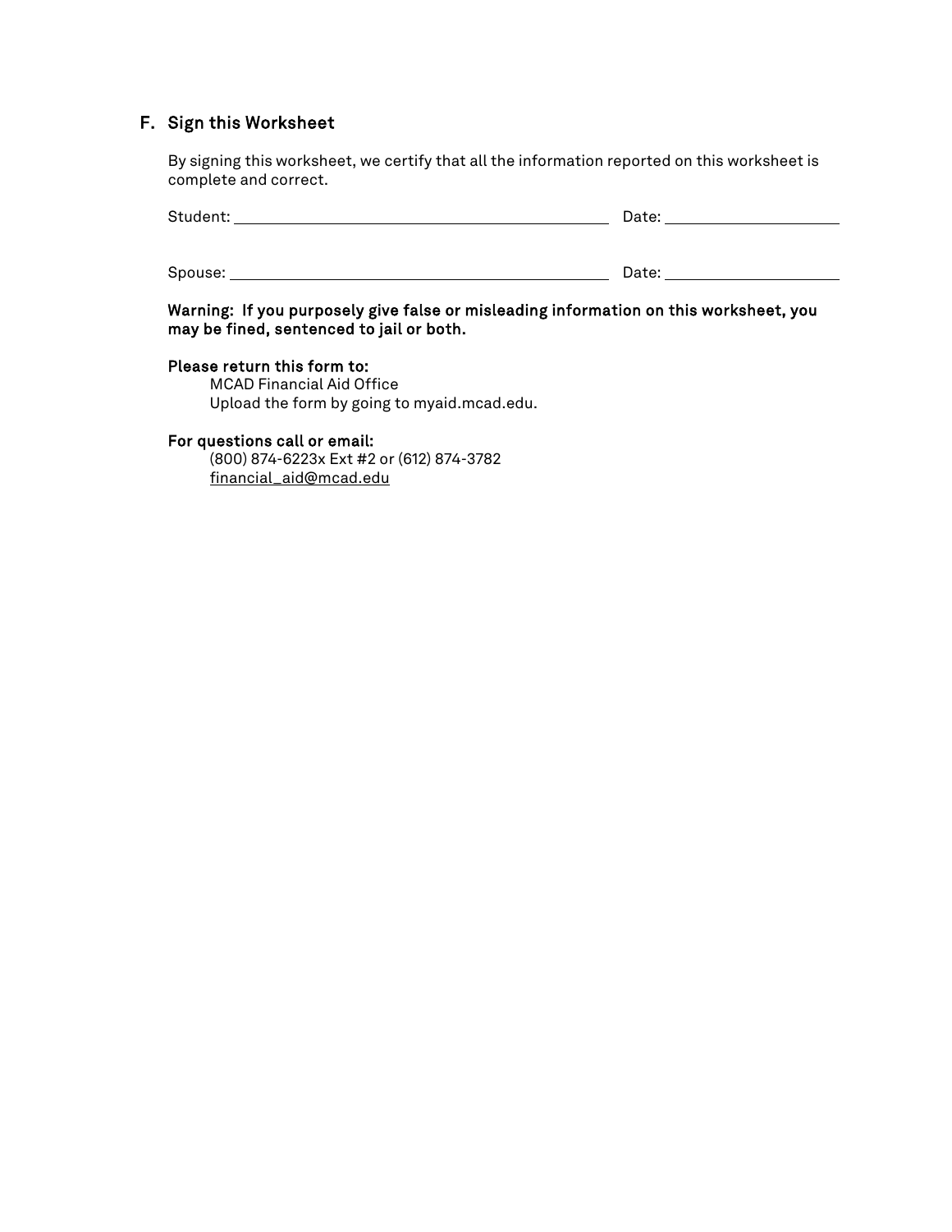## F. Sign this Worksheet

By signing this worksheet, we certify that all the information reported on this worksheet is complete and correct.

Student: ______________________________ Date: ______________

Spouse: ______________________________ Date: ______________

**Warning: If you purposely give false or misleading information on this worksheet, you may be fined, sentenced to jail or both.**

**Please return this form to:**

MCAD Financial Aid Office
Upload the form by going to myaid.mcad.edu.

**For questions call or email:**

(800) 874-6223x Ext #2 or (612) 874-3782
financial_aid@mcad.edu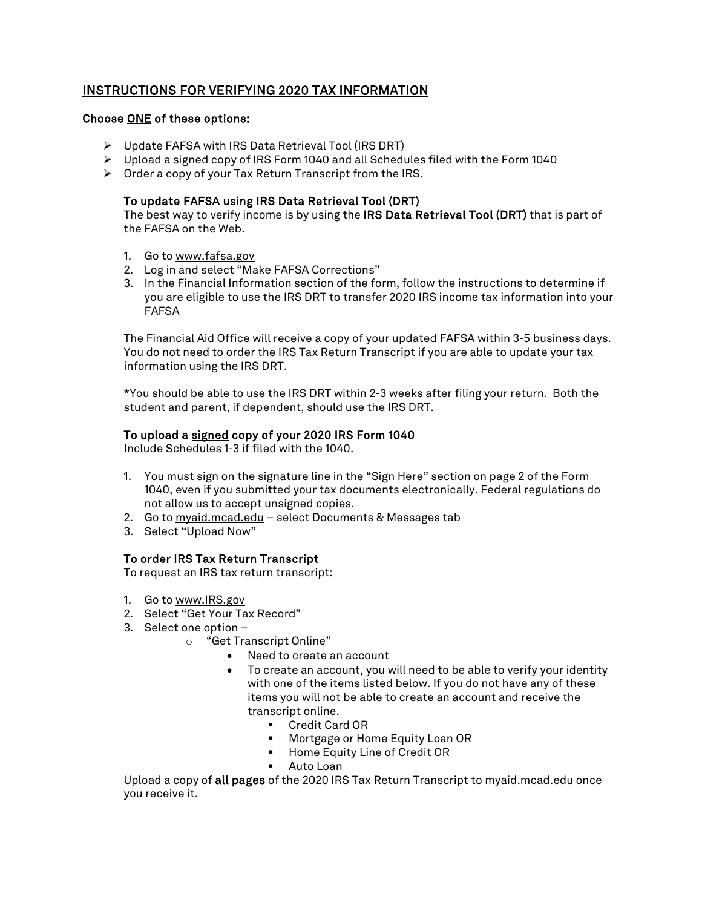## INSTRUCTIONS FOR VERIFYING 2020 TAX INFORMATION

**Choose ONE of these options:**

- Update FAFSA with IRS Data Retrieval Tool (IRS DRT)
- Upload a signed copy of IRS Form 1040 and all Schedules filed with the Form 1040
- Order a copy of your Tax Return Transcript from the IRS.

### To update FAFSA using IRS Data Retrieval Tool (DRT)

The best way to verify income is by using the **IRS Data Retrieval Tool (DRT)** that is part of the FAFSA on the Web.

1. Go to www.fafsa.gov
2. Log in and select "Make FAFSA Corrections"
3. In the Financial Information section of the form, follow the instructions to determine if you are eligible to use the IRS DRT to transfer 2020 IRS income tax information into your FAFSA

The Financial Aid Office will receive a copy of your updated FAFSA within 3-5 business days. You do not need to order the IRS Tax Return Transcript if you are able to update your tax information using the IRS DRT.

*You should be able to use the IRS DRT within 2-3 weeks after filing your return. Both the student and parent, if dependent, should use the IRS DRT.

### To upload a signed copy of your 2020 IRS Form 1040

Include Schedules 1-3 if filed with the 1040.

1. You must sign on the signature line in the "Sign Here" section on page 2 of the Form 1040, even if you submitted your tax documents electronically. Federal regulations do not allow us to accept unsigned copies.
2. Go to myaid.mcad.edu – select Documents & Messages tab
3. Select "Upload Now"

### To order IRS Tax Return Transcript

To request an IRS tax return transcript:

1. Go to www.IRS.gov
2. Select "Get Your Tax Record"
3. Select one option –
   - "Get Transcript Online"
     - Need to create an account
     - To create an account, you will need to be able to verify your identity with one of the items listed below. If you do not have any of these items you will not be able to create an account and receive the transcript online.
       - Credit Card OR
       - Mortgage or Home Equity Loan OR
       - Home Equity Line of Credit OR
       - Auto Loan

Upload a copy of **all pages** of the 2020 IRS Tax Return Transcript to myaid.mcad.edu once you receive it.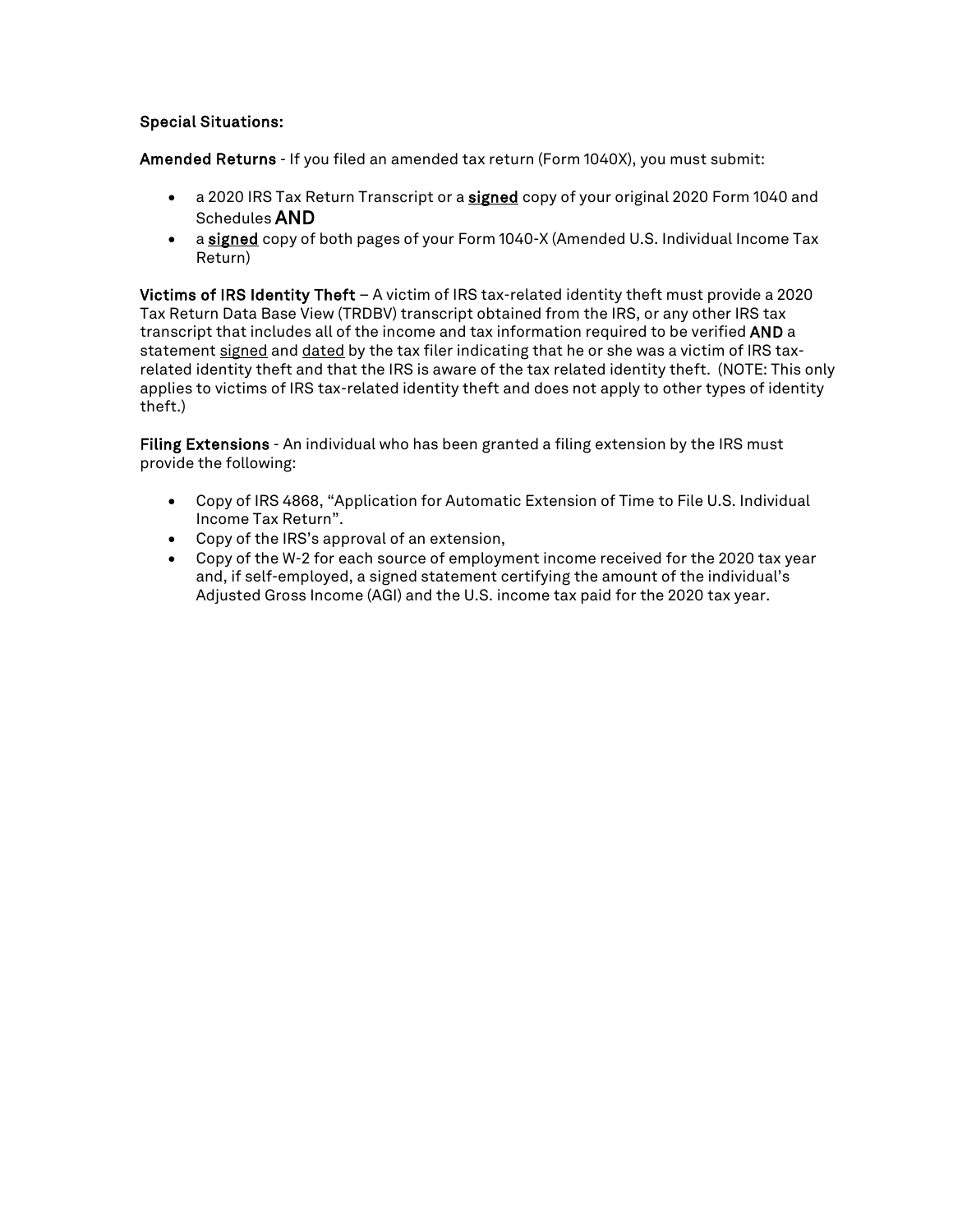**Special Situations:**

**Amended Returns** - If you filed an amended tax return (Form 1040X), you must submit:

- a 2020 IRS Tax Return Transcript or a **signed** copy of your original 2020 Form 1040 and Schedules **AND**
- a **signed** copy of both pages of your Form 1040-X (Amended U.S. Individual Income Tax Return)

**Victims of IRS Identity Theft** – A victim of IRS tax-related identity theft must provide a 2020 Tax Return Data Base View (TRDBV) transcript obtained from the IRS, or any other IRS tax transcript that includes all of the income and tax information required to be verified **AND** a statement signed and dated by the tax filer indicating that he or she was a victim of IRS tax-related identity theft and that the IRS is aware of the tax related identity theft. (NOTE: This only applies to victims of IRS tax-related identity theft and does not apply to other types of identity theft.)

**Filing Extensions** - An individual who has been granted a filing extension by the IRS must provide the following:

- Copy of IRS 4868, "Application for Automatic Extension of Time to File U.S. Individual Income Tax Return".
- Copy of the IRS's approval of an extension,
- Copy of the W-2 for each source of employment income received for the 2020 tax year and, if self-employed, a signed statement certifying the amount of the individual's Adjusted Gross Income (AGI) and the U.S. income tax paid for the 2020 tax year.